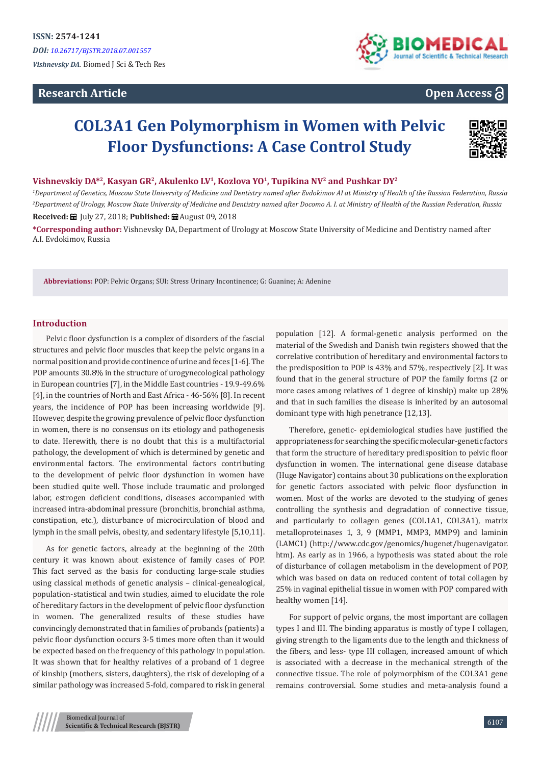ISSN: 2574-1241

*DOI: 10.26717/BJSTR.2018.07.001557*

*Vishnevsky DA.* Biomed J Sci & Tech Res

**Research Article**

**Open Access**

# COL3A1 Gen Polymorphism in Women with Pelvic Floor Dysfunctions: A Case Control Study

**Vishnevskiy DA*[2], Kasyan GR[2], Akulenko LV[1], Kozlova YO[1], Tupikina NV[2] and Pushkar DY[2]**

[1]*Department of Genetics, Moscow State University of Medicine and Dentistry named after Evdokimov AI at Ministry of Health of the Russian Federation, Russia*

[2]*Department of Urology, Moscow State University of Medicine and Dentistry named after Docomo A. I. at Ministry of Health of the Russian Federation, Russia*

**Received:** July 27, 2018; **Published:** August 09, 2018

***Corresponding author:** Vishnevsky DA, Department of Urology at Moscow State University of Medicine and Dentistry named after A.I. Evdokimov, Russia

**Abbreviations:** POP: Pelvic Organs; SUI: Stress Urinary Incontinence; G: Guanine; A: Adenine

## Introduction

Pelvic floor dysfunction is a complex of disorders of the fascial structures and pelvic floor muscles that keep the pelvic organs in a normal position and provide continence of urine and feces [1-6]. The POP amounts 30.8% in the structure of urogynecological pathology in European countries [7], in the Middle East countries - 19.9-49.6% [4], in the countries of North and East Africa - 46-56% [8]. In recent years, the incidence of POP has been increasing worldwide [9]. However, despite the growing prevalence of pelvic floor dysfunction in women, there is no consensus on its etiology and pathogenesis to date. Herewith, there is no doubt that this is a multifactorial pathology, the development of which is determined by genetic and environmental factors. The environmental factors contributing to the development of pelvic floor dysfunction in women have been studied quite well. Those include traumatic and prolonged labor, estrogen deficient conditions, diseases accompanied with increased intra-abdominal pressure (bronchitis, bronchial asthma, constipation, etc.), disturbance of microcirculation of blood and lymph in the small pelvis, obesity, and sedentary lifestyle [5,10,11].

As for genetic factors, already at the beginning of the 20th century it was known about existence of family cases of POP. This fact served as the basis for conducting large-scale studies using classical methods of genetic analysis – clinical-genealogical, population-statistical and twin studies, aimed to elucidate the role of hereditary factors in the development of pelvic floor dysfunction in women. The generalized results of these studies have convincingly demonstrated that in families of probands (patients) a pelvic floor dysfunction occurs 3-5 times more often than it would be expected based on the frequency of this pathology in population. It was shown that for healthy relatives of a proband of 1 degree of kinship (mothers, sisters, daughters), the risk of developing of a similar pathology was increased 5-fold, compared to risk in general population [12]. A formal-genetic analysis performed on the material of the Swedish and Danish twin registers showed that the correlative contribution of hereditary and environmental factors to the predisposition to POP is 43% and 57%, respectively [2]. It was found that in the general structure of POP the family forms (2 or more cases among relatives of 1 degree of kinship) make up 28% and that in such families the disease is inherited by an autosomal dominant type with high penetrance [12,13].

Therefore, genetic- epidemiological studies have justified the appropriateness for searching the specific molecular-genetic factors that form the structure of hereditary predisposition to pelvic floor dysfunction in women. The international gene disease database (Huge Navigator) contains about 30 publications on the exploration for genetic factors associated with pelvic floor dysfunction in women. Most of the works are devoted to the studying of genes controlling the synthesis and degradation of connective tissue, and particularly to collagen genes (COL1A1, COL3A1), matrix metalloproteinases 1, 3, 9 (MMP1, MMP3, MMP9) and laminin (LAMC1) (http://www.cdc.gov/genomics/hugenet/hugenavigator.htm). As early as in 1966, a hypothesis was stated about the role of disturbance of collagen metabolism in the development of POP, which was based on data on reduced content of total collagen by 25% in vaginal epithelial tissue in women with POP compared with healthy women [14].

For support of pelvic organs, the most important are collagen types I and III. The binding apparatus is mostly of type I collagen, giving strength to the ligaments due to the length and thickness of the fibers, and less- type III collagen, increased amount of which is associated with a decrease in the mechanical strength of the connective tissue. The role of polymorphism of the COL3A1 gene remains controversial. Some studies and meta-analysis found a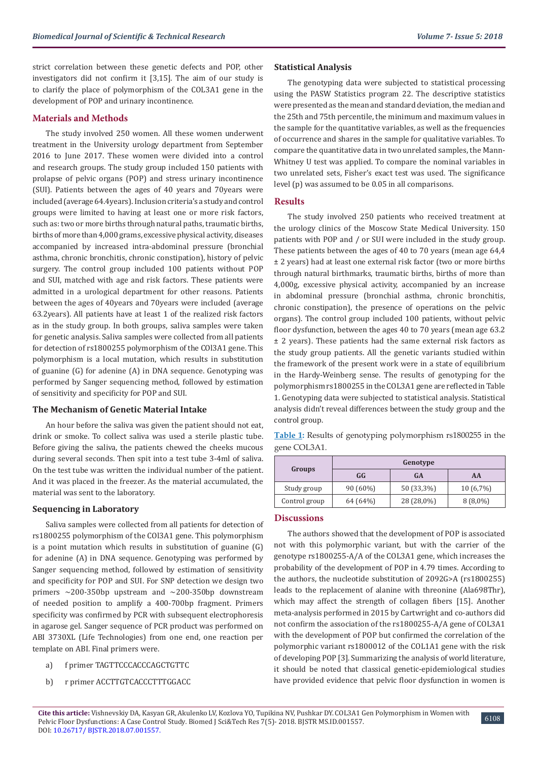strict correlation between these genetic defects and POP, other investigators did not confirm it [3,15]. The aim of our study is to clarify the place of polymorphism of the COL3A1 gene in the development of POP and urinary incontinence.

## Materials and Methods

The study involved 250 women. All these women underwent treatment in the University urology department from September 2016 to June 2017. These women were divided into a control and research groups. The study group included 150 patients with prolapse of pelvic organs (POP) and stress urinary incontinence (SUI). Patients between the ages of 40 years and 70years were included (average 64.4years). Inclusion criteria's a study and control groups were limited to having at least one or more risk factors, such as: two or more births through natural paths, traumatic births, births of more than 4,000 grams, excessive physical activity, diseases accompanied by increased intra-abdominal pressure (bronchial asthma, chronic bronchitis, chronic constipation), history of pelvic surgery. The control group included 100 patients without POP and SUI, matched with age and risk factors. These patients were admitted in a urological department for other reasons. Patients between the ages of 40years and 70years were included (average 63.2years). All patients have at least 1 of the realized risk factors as in the study group. In both groups, saliva samples were taken for genetic analysis. Saliva samples were collected from all patients for detection of rs1800255 polymorphism of the COl3A1 gene. This polymorphism is a local mutation, which results in substitution of guanine (G) for adenine (A) in DNA sequence. Genotyping was performed by Sanger sequencing method, followed by estimation of sensitivity and specificity for POP and SUI.

### The Mechanism of Genetic Material Intake

An hour before the saliva was given the patient should not eat, drink or smoke. To collect saliva was used a sterile plastic tube. Before giving the saliva, the patients chewed the cheeks mucous during several seconds. Then spit into a test tube 3-4ml of saliva. On the test tube was written the individual number of the patient. And it was placed in the freezer. As the material accumulated, the material was sent to the laboratory.

### Sequencing in Laboratory

Saliva samples were collected from all patients for detection of rs1800255 polymorphism of the COl3A1 gene. This polymorphism is a point mutation which results in substitution of guanine (G) for adenine (A) in DNA sequence. Genotyping was performed by Sanger sequencing method, followed by estimation of sensitivity and specificity for POP and SUI. For SNP detection we design two primers ~200-350bp upstream and ~200-350bp downstream of needed position to amplify a 400-700bp fragment. Primers specificity was confirmed by PCR with subsequent electrophoresis in agarose gel. Sanger sequence of PCR product was performed on ABI 3730XL (Life Technologies) from one end, one reaction per template on ABI. Final primers were.

a) f primer TAGTTCCCACCCAGCTGTTC

b) r primer ACCTTGTCACCCTTTGGACC

### Statistical Analysis

The genotyping data were subjected to statistical processing using the PASW Statistics program 22. The descriptive statistics were presented as the mean and standard deviation, the median and the 25th and 75th percentile, the minimum and maximum values in the sample for the quantitative variables, as well as the frequencies of occurrence and shares in the sample for qualitative variables. To compare the quantitative data in two unrelated samples, the Mann-Whitney U test was applied. To compare the nominal variables in two unrelated sets, Fisher's exact test was used. The significance level (p) was assumed to be 0.05 in all comparisons.

## Results

The study involved 250 patients who received treatment at the urology clinics of the Moscow State Medical University. 150 patients with POP and / or SUI were included in the study group. These patients between the ages of 40 to 70 years (mean age 64,4 ± 2 years) had at least one external risk factor (two or more births through natural birthmarks, traumatic births, births of more than 4,000g, excessive physical activity, accompanied by an increase in abdominal pressure (bronchial asthma, chronic bronchitis, chronic constipation), the presence of operations on the pelvic organs). The control group included 100 patients, without pelvic floor dysfunction, between the ages 40 to 70 years (mean age 63.2 ± 2 years). These patients had the same external risk factors as the study group patients. All the genetic variants studied within the framework of the present work were in a state of equilibrium in the Hardy-Weinberg sense. The results of genotyping for the polymorphism rs1800255 in the COL3A1 gene are reflected in Table 1. Genotyping data were subjected to statistical analysis. Statistical analysis didn't reveal differences between the study group and the control group.

**Table 1:** Results of genotyping polymorphism rs1800255 in the gene COL3A1.

| Groups | Genotype | | |
|---|---|---|---|
| | GG | GA | AA |
| Study group | 90 (60%) | 50 (33,3%) | 10 (6,7%) |
| Control group | 64 (64%) | 28 (28,0%) | 8 (8,0%) |

## Discussions

The authors showed that the development of POP is associated not with this polymorphic variant, but with the carrier of the genotype rs1800255-A/A of the COL3A1 gene, which increases the probability of the development of POP in 4.79 times. According to the authors, the nucleotide substitution of 2092G>A (rs1800255) leads to the replacement of alanine with threonine (Ala698Thr), which may affect the strength of collagen fibers [15]. Another meta-analysis performed in 2015 by Cartwright and co-authors did not confirm the association of the rs1800255-A/A gene of COL3A1 with the development of POP but confirmed the correlation of the polymorphic variant rs1800012 of the COL1A1 gene with the risk of developing POP [3]. Summarizing the analysis of world literature, it should be noted that classical genetic-epidemiological studies have provided evidence that pelvic floor dysfunction in women is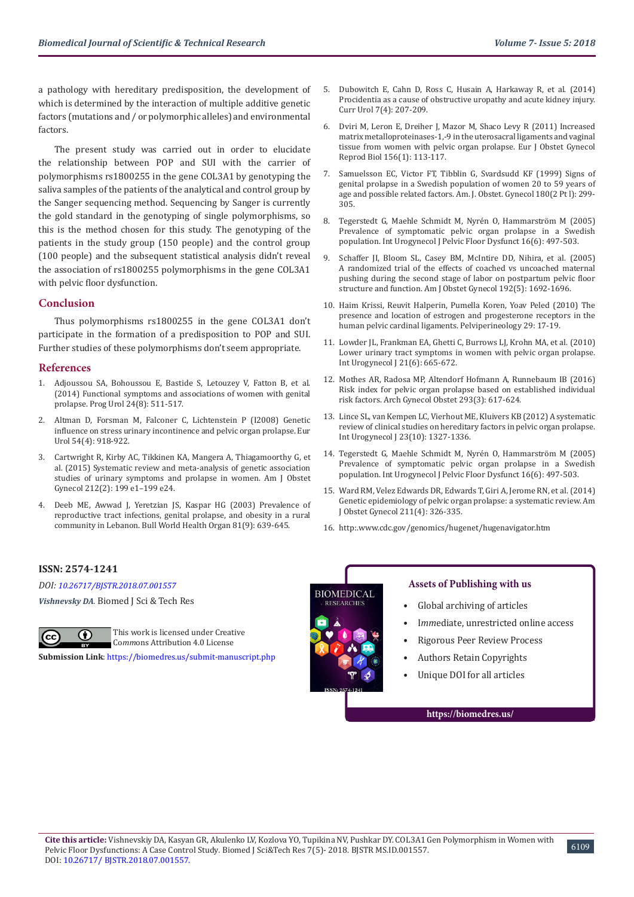a pathology with hereditary predisposition, the development of which is determined by the interaction of multiple additive genetic factors (mutations and / or polymorphic alleles) and environmental factors.

The present study was carried out in order to elucidate the relationship between POP and SUI with the carrier of polymorphisms rs1800255 in the gene COL3A1 by genotyping the saliva samples of the patients of the analytical and control group by the Sanger sequencing method. Sequencing by Sanger is currently the gold standard in the genotyping of single polymorphisms, so this is the method chosen for this study. The genotyping of the patients in the study group (150 people) and the control group (100 people) and the subsequent statistical analysis didn't reveal the association of rs1800255 polymorphisms in the gene COL3A1 with pelvic floor dysfunction.

## Conclusion

Thus polymorphisms rs1800255 in the gene COL3A1 don't participate in the formation of a predisposition to POP and SUI. Further studies of these polymorphisms don't seem appropriate.

## References

1. Adjoussou SA, Bohoussou E, Bastide S, Letouzey V, Fatton B, et al. (2014) Functional symptoms and associations of women with genital prolapse. Prog Urol 24(8): 511-517.
2. Altman D, Forsman M, Falconer C, Lichtenstein P (I2008) Genetic influence on stress urinary incontinence and pelvic organ prolapse. Eur Urol 54(4): 918-922.
3. Cartwright R, Kirby AC, Tikkinen KA, Mangera A, Thiagamoorthy G, et al. (2015) Systematic review and meta-analysis of genetic association studies of urinary symptoms and prolapse in women. Am J Obstet Gynecol 212(2): 199 e1–199 e24.
4. Deeb ME, Awwad J, Yeretzian JS, Kaspar HG (2003) Prevalence of reproductive tract infections, genital prolapse, and obesity in a rural community in Lebanon. Bull World Health Organ 81(9): 639-645.
5. Dubowitch E, Cahn D, Ross C, Husain A, Harkaway R, et al. (2014) Procidentia as a cause of obstructive uropathy and acute kidney injury. Curr Urol 7(4): 207-209.
6. Dviri M, Leron E, Dreiher J, Mazor M, Shaco Levy R (2011) Increased matrix metalloproteinases-1,-9 in the uterosacral ligaments and vaginal tissue from women with pelvic organ prolapse. Eur J Obstet Gynecol Reprod Biol 156(1): 113-117.
7. Samuelsson EC, Victor FT, Tibblin G, Svardsudd KF (1999) Signs of genital prolapse in a Swedish population of women 20 to 59 years of age and possible related factors. Am. J. Obstet. Gynecol 180(2 Pt l): 299-305.
8. Tegerstedt G, Maehle Schmidt M, Nyrén O, Hammarström M (2005) Prevalence of symptomatic pelvic organ prolapse in a Swedish population. Int Urogynecol J Pelvic Floor Dysfunct 16(6): 497-503.
9. Schaffer JI, Bloom SL, Casey BM, McIntire DD, Nihira, et al. (2005) A randomized trial of the effects of coached vs uncoached maternal pushing during the second stage of labor on postpartum pelvic floor structure and function. Am J Obstet Gynecol 192(5): 1692-1696.
10. Haim Krissi, Reuvit Halperin, Pumella Koren, Yoav Peled (2010) The presence and location of estrogen and progesterone receptors in the human pelvic cardinal ligaments. Pelviperineology 29: 17-19.
11. Lowder JL, Frankman EA, Ghetti C, Burrows LJ, Krohn MA, et al. (2010) Lower urinary tract symptoms in women with pelvic organ prolapse. Int Urogynecol J 21(6): 665-672.
12. Mothes AR, Radosa MP, Altendorf Hofmann A, Runnebaum IB (2016) Risk index for pelvic organ prolapse based on established individual risk factors. Arch Gynecol Obstet 293(3): 617-624.
13. Lince SL, van Kempen LC, Vierhout ME, Kluivers KB (2012) A systematic review of clinical studies on hereditary factors in pelvic organ prolapse. Int Urogynecol J 23(10): 1327-1336.
14. Tegerstedt G, Maehle Schmidt M, Nyrén O, Hammarström M (2005) Prevalence of symptomatic pelvic organ prolapse in a Swedish population. Int Urogynecol J Pelvic Floor Dysfunct 16(6): 497-503.
15. Ward RM, Velez Edwards DR, Edwards T, Giri A, Jerome RN, et al. (2014) Genetic epidemiology of pelvic organ prolapse: a systematic review. Am J Obstet Gynecol 211(4): 326-335.
16. http:.www.cdc.gov/genomics/hugenet/hugenavigator.htm

**ISSN: 2574-1241**

*DOI: 10.26717/BJSTR.2018.07.001557*

*Vishnevsky DA.* Biomed J Sci & Tech Res

This work is licensed under Creative Commons Attribution 4.0 License

**Submission Link**: https://biomedres.us/submit-manuscript.php

**Assets of Publishing with us**

- Global archiving of articles
- Immediate, unrestricted online access
- Rigorous Peer Review Process
- Authors Retain Copyrights
- Unique DOI for all articles

**https://biomedres.us/**

**Cite this article:** Vishnevskiy DA, Kasyan GR, Akulenko LV, Kozlova YO, Tupikina NV, Pushkar DY. COL3A1 Gen Polymorphism in Women with Pelvic Floor Dysfunctions: A Case Control Study. Biomed J Sci&Tech Res 7(5)- 2018. BJSTR MS.ID.001557. DOI: 10.26717/ BJSTR.2018.07.001557.